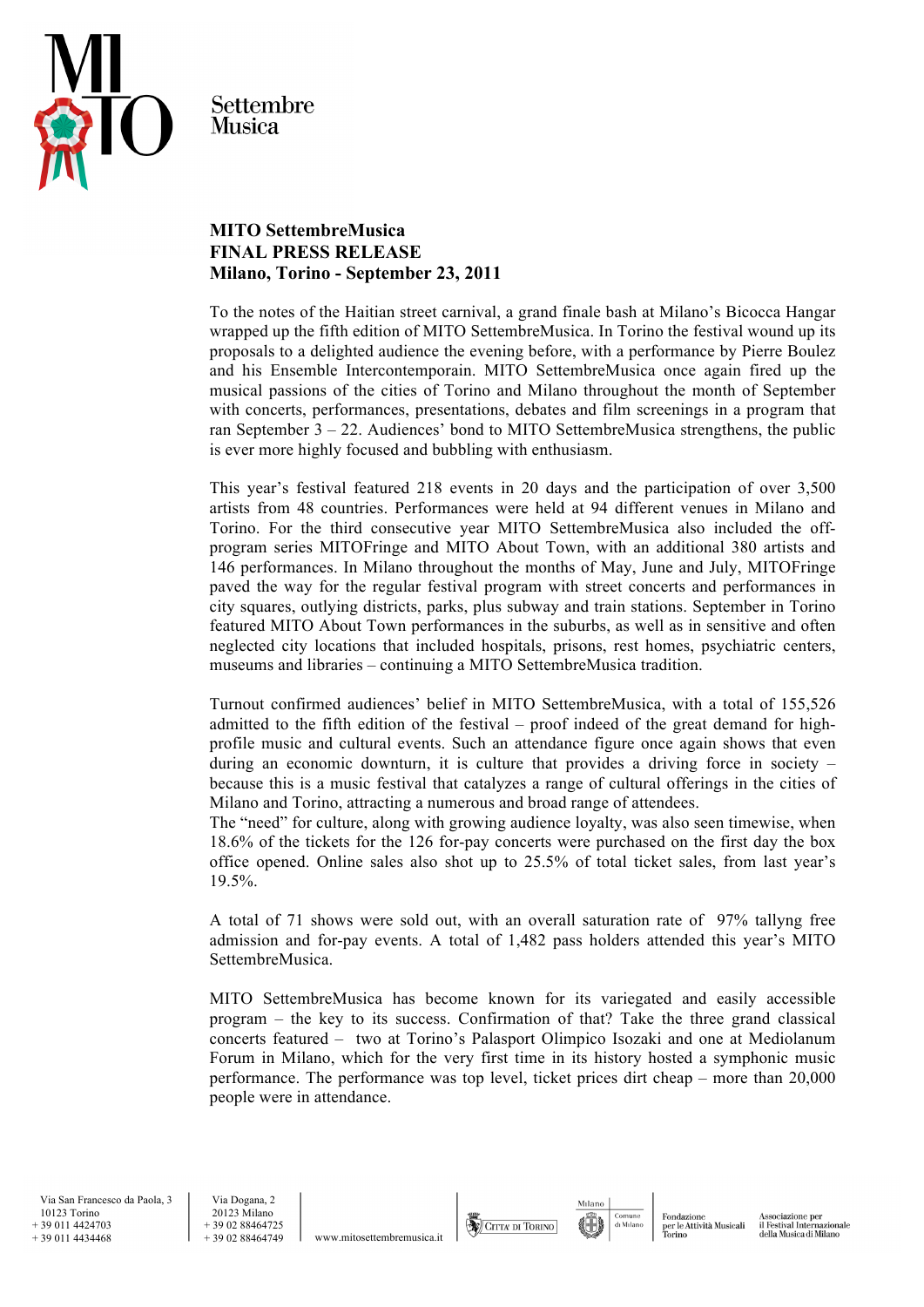**MITO SettembreMusica**
**FINAL PRESS RELEASE**
**Milano, Torino - September 23, 2011**

To the notes of the Haitian street carnival, a grand finale bash at Milano's Bicocca Hangar wrapped up the fifth edition of MITO SettembreMusica. In Torino the festival wound up its proposals to a delighted audience the evening before, with a performance by Pierre Boulez and his Ensemble Intercontemporain. MITO SettembreMusica once again fired up the musical passions of the cities of Torino and Milano throughout the month of September with concerts, performances, presentations, debates and film screenings in a program that ran September 3 – 22. Audiences' bond to MITO SettembreMusica strengthens, the public is ever more highly focused and bubbling with enthusiasm.

This year's festival featured 218 events in 20 days and the participation of over 3,500 artists from 48 countries. Performances were held at 94 different venues in Milano and Torino. For the third consecutive year MITO SettembreMusica also included the off-program series MITOFringe and MITO About Town, with an additional 380 artists and 146 performances. In Milano throughout the months of May, June and July, MITOFringe paved the way for the regular festival program with street concerts and performances in city squares, outlying districts, parks, plus subway and train stations. September in Torino featured MITO About Town performances in the suburbs, as well as in sensitive and often neglected city locations that included hospitals, prisons, rest homes, psychiatric centers, museums and libraries – continuing a MITO SettembreMusica tradition.

Turnout confirmed audiences' belief in MITO SettembreMusica, with a total of 155,526 admitted to the fifth edition of the festival – proof indeed of the great demand for high-profile music and cultural events. Such an attendance figure once again shows that even during an economic downturn, it is culture that provides a driving force in society – because this is a music festival that catalyzes a range of cultural offerings in the cities of Milano and Torino, attracting a numerous and broad range of attendees.
The "need" for culture, along with growing audience loyalty, was also seen timewise, when 18.6% of the tickets for the 126 for-pay concerts were purchased on the first day the box office opened. Online sales also shot up to 25.5% of total ticket sales, from last year's 19.5%.

A total of 71 shows were sold out, with an overall saturation rate of 97% tallyng free admission and for-pay events. A total of 1,482 pass holders attended this year's MITO SettembreMusica.

MITO SettembreMusica has become known for its variegated and easily accessible program – the key to its success. Confirmation of that? Take the three grand classical concerts featured – two at Torino's Palasport Olimpico Isozaki and one at Mediolanum Forum in Milano, which for the very first time in its history hosted a symphonic music performance. The performance was top level, ticket prices dirt cheap – more than 20,000 people were in attendance.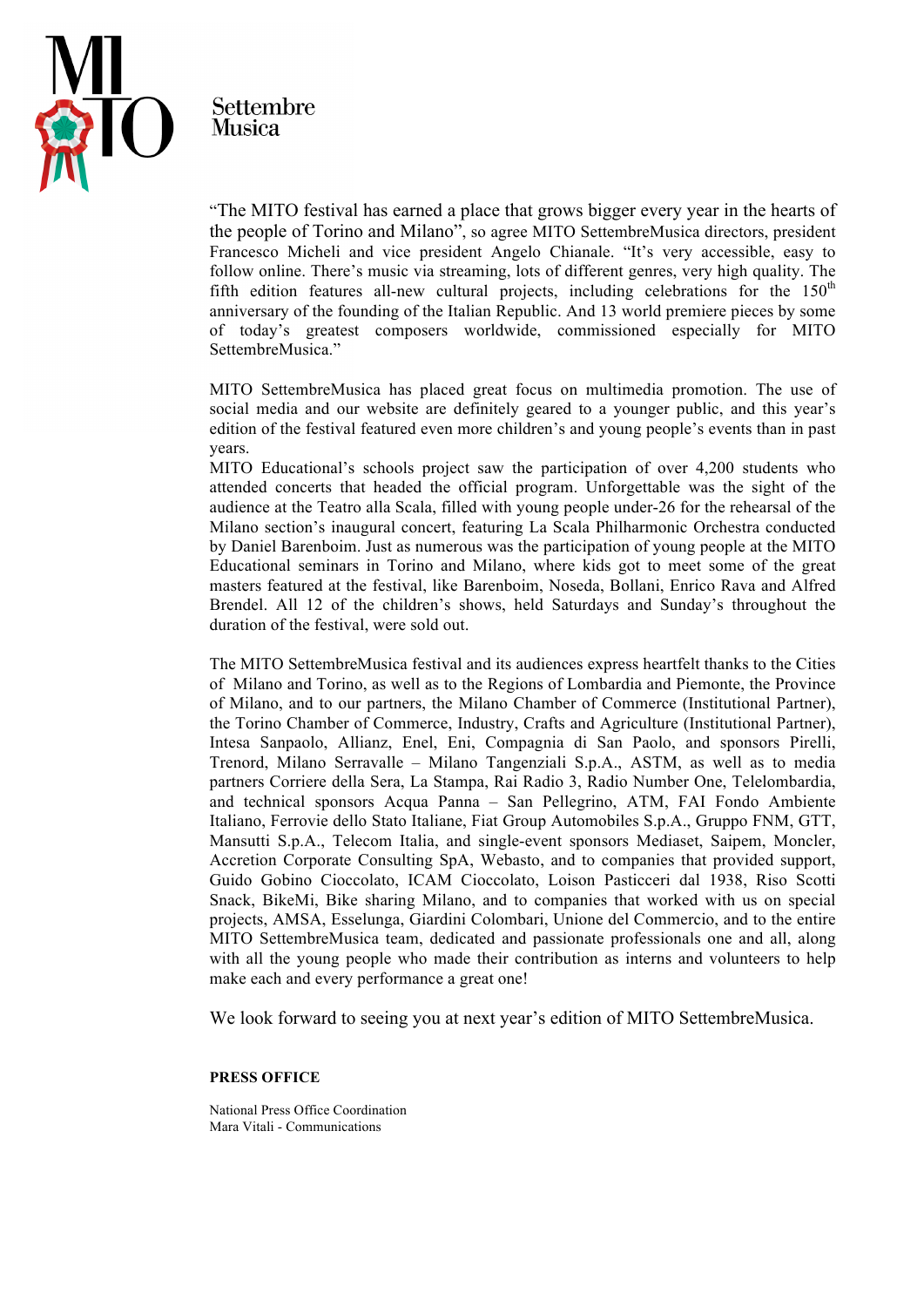MI TO

Settembre Musica

"The MITO festival has earned a place that grows bigger every year in the hearts of the people of Torino and Milano", so agree MITO SettembreMusica directors, president Francesco Micheli and vice president Angelo Chianale. "It's very accessible, easy to follow online. There's music via streaming, lots of different genres, very high quality. The fifth edition features all-new cultural projects, including celebrations for the 150$^{th}$ anniversary of the founding of the Italian Republic. And 13 world premiere pieces by some of today's greatest composers worldwide, commissioned especially for MITO SettembreMusica."

MITO SettembreMusica has placed great focus on multimedia promotion. The use of social media and our website are definitely geared to a younger public, and this year's edition of the festival featured even more children's and young people's events than in past years.
MITO Educational's schools project saw the participation of over 4,200 students who attended concerts that headed the official program. Unforgettable was the sight of the audience at the Teatro alla Scala, filled with young people under-26 for the rehearsal of the Milano section's inaugural concert, featuring La Scala Philharmonic Orchestra conducted by Daniel Barenboim. Just as numerous was the participation of young people at the MITO Educational seminars in Torino and Milano, where kids got to meet some of the great masters featured at the festival, like Barenboim, Noseda, Bollani, Enrico Rava and Alfred Brendel. All 12 of the children's shows, held Saturdays and Sunday's throughout the duration of the festival, were sold out.

The MITO SettembreMusica festival and its audiences express heartfelt thanks to the Cities of Milano and Torino, as well as to the Regions of Lombardia and Piemonte, the Province of Milano, and to our partners, the Milano Chamber of Commerce (Institutional Partner), the Torino Chamber of Commerce, Industry, Crafts and Agriculture (Institutional Partner), Intesa Sanpaolo, Allianz, Enel, Eni, Compagnia di San Paolo, and sponsors Pirelli, Trenord, Milano Serravalle – Milano Tangenziali S.p.A., ASTM, as well as to media partners Corriere della Sera, La Stampa, Rai Radio 3, Radio Number One, Telelombardia, and technical sponsors Acqua Panna – San Pellegrino, ATM, FAI Fondo Ambiente Italiano, Ferrovie dello Stato Italiane, Fiat Group Automobiles S.p.A., Gruppo FNM, GTT, Mansutti S.p.A., Telecom Italia, and single-event sponsors Mediaset, Saipem, Moncler, Accretion Corporate Consulting SpA, Webasto, and to companies that provided support, Guido Gobino Cioccolato, ICAM Cioccolato, Loison Pasticceri dal 1938, Riso Scotti Snack, BikeMi, Bike sharing Milano, and to companies that worked with us on special projects, AMSA, Esselunga, Giardini Colombari, Unione del Commercio, and to the entire MITO SettembreMusica team, dedicated and passionate professionals one and all, along with all the young people who made their contribution as interns and volunteers to help make each and every performance a great one!

We look forward to seeing you at next year's edition of MITO SettembreMusica.

**PRESS OFFICE**

National Press Office Coordination
Mara Vitali - Communications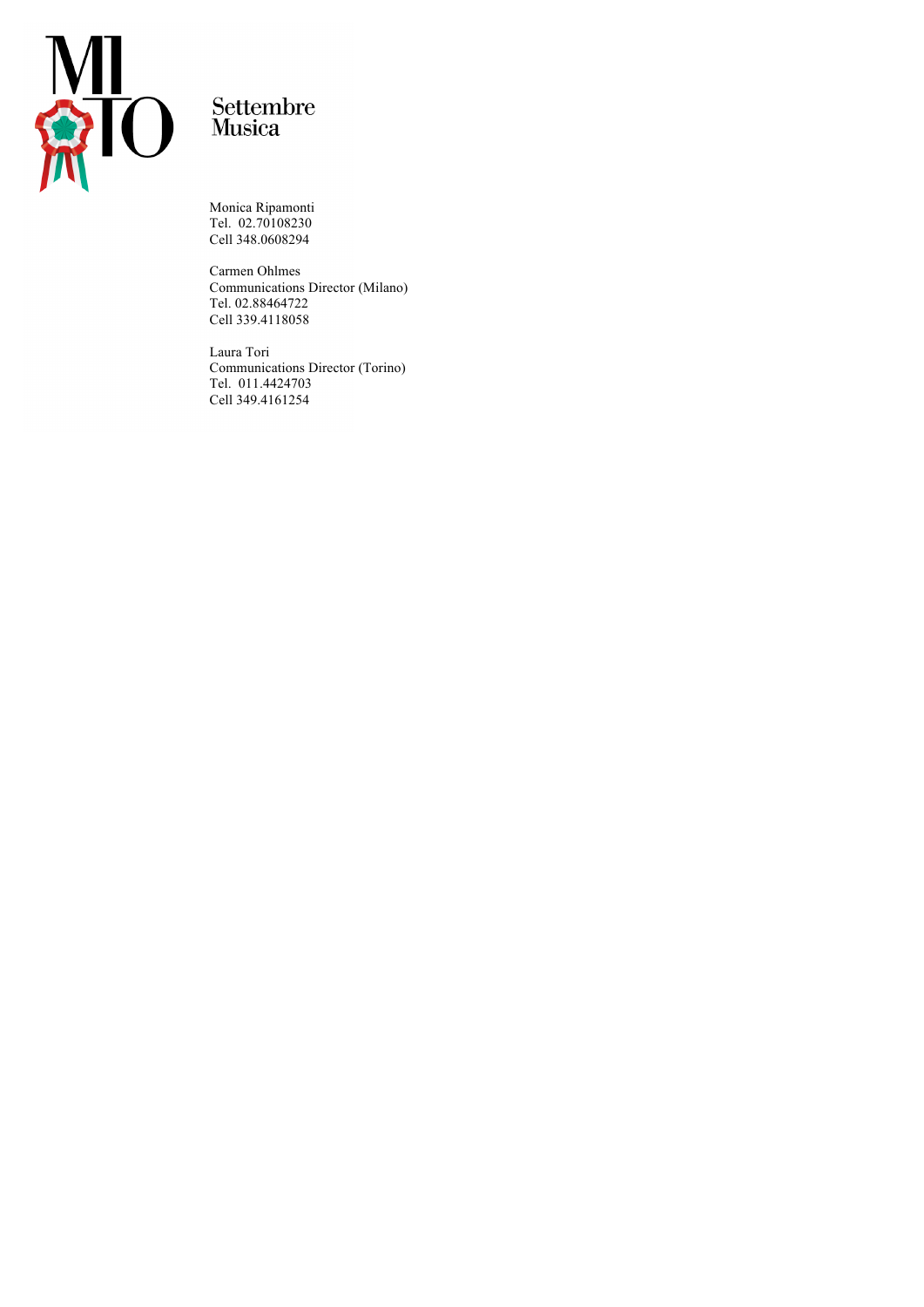MI TO

Settembre
Musica

Monica Ripamonti
Tel. 02.70108230
Cell 348.0608294

Carmen Ohlmes
Communications Director (Milano)
Tel. 02.88464722
Cell 339.4118058

Laura Tori
Communications Director (Torino)
Tel. 011.4424703
Cell 349.4161254